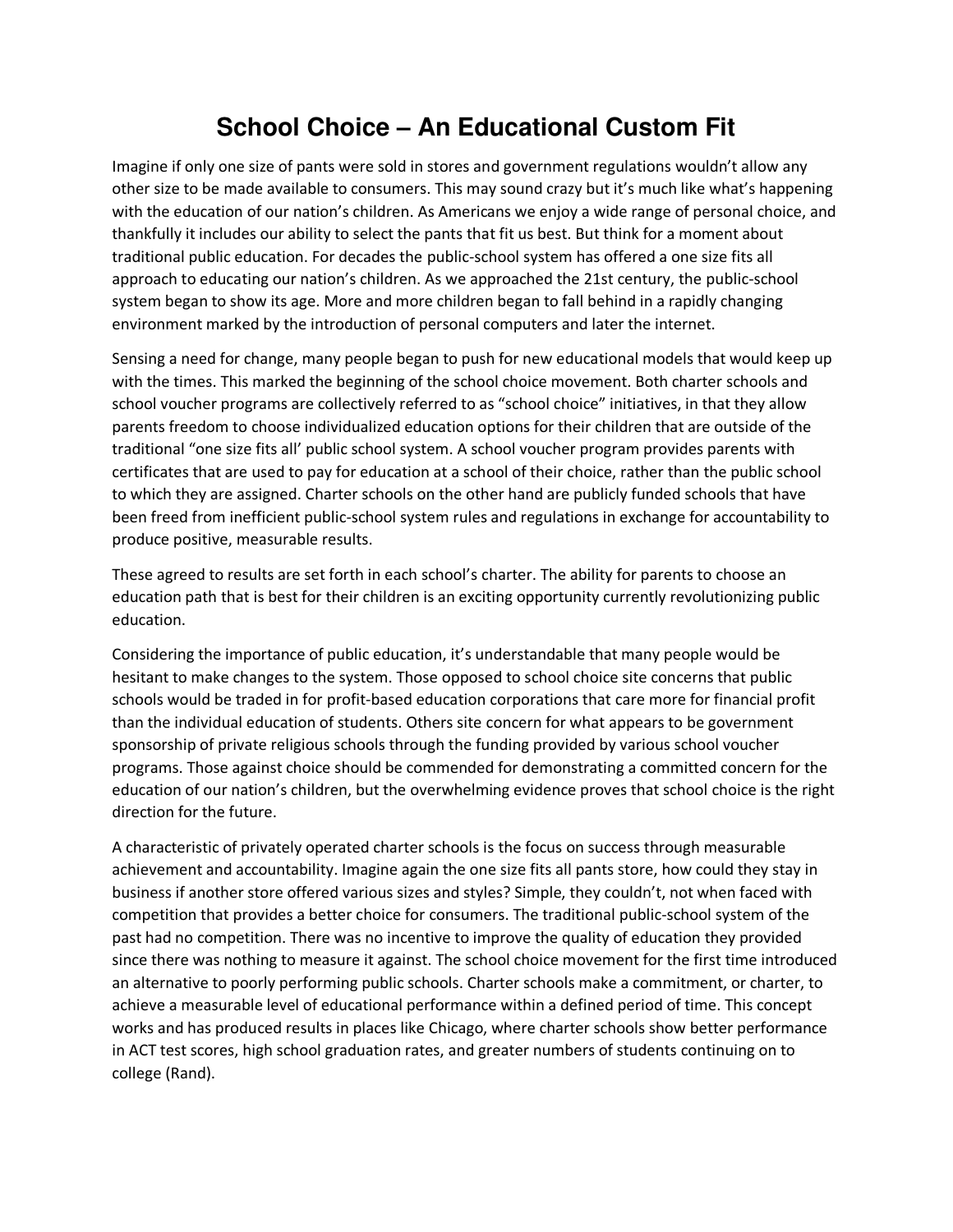# School Choice – An Educational Custom Fit

Imagine if only one size of pants were sold in stores and government regulations wouldn't allow any other size to be made available to consumers. This may sound crazy but it's much like what's happening with the education of our nation's children. As Americans we enjoy a wide range of personal choice, and thankfully it includes our ability to select the pants that fit us best. But think for a moment about traditional public education. For decades the public-school system has offered a one size fits all approach to educating our nation's children. As we approached the 21st century, the public-school system began to show its age. More and more children began to fall behind in a rapidly changing environment marked by the introduction of personal computers and later the internet.

Sensing a need for change, many people began to push for new educational models that would keep up with the times. This marked the beginning of the school choice movement. Both charter schools and school voucher programs are collectively referred to as "school choice" initiatives, in that they allow parents freedom to choose individualized education options for their children that are outside of the traditional "one size fits all' public school system. A school voucher program provides parents with certificates that are used to pay for education at a school of their choice, rather than the public school to which they are assigned. Charter schools on the other hand are publicly funded schools that have been freed from inefficient public-school system rules and regulations in exchange for accountability to produce positive, measurable results.

These agreed to results are set forth in each school's charter. The ability for parents to choose an education path that is best for their children is an exciting opportunity currently revolutionizing public education.

Considering the importance of public education, it's understandable that many people would be hesitant to make changes to the system. Those opposed to school choice site concerns that public schools would be traded in for profit-based education corporations that care more for financial profit than the individual education of students. Others site concern for what appears to be government sponsorship of private religious schools through the funding provided by various school voucher programs. Those against choice should be commended for demonstrating a committed concern for the education of our nation's children, but the overwhelming evidence proves that school choice is the right direction for the future.

A characteristic of privately operated charter schools is the focus on success through measurable achievement and accountability. Imagine again the one size fits all pants store, how could they stay in business if another store offered various sizes and styles? Simple, they couldn't, not when faced with competition that provides a better choice for consumers. The traditional public-school system of the past had no competition. There was no incentive to improve the quality of education they provided since there was nothing to measure it against. The school choice movement for the first time introduced an alternative to poorly performing public schools. Charter schools make a commitment, or charter, to achieve a measurable level of educational performance within a defined period of time. This concept works and has produced results in places like Chicago, where charter schools show better performance in ACT test scores, high school graduation rates, and greater numbers of students continuing on to college (Rand).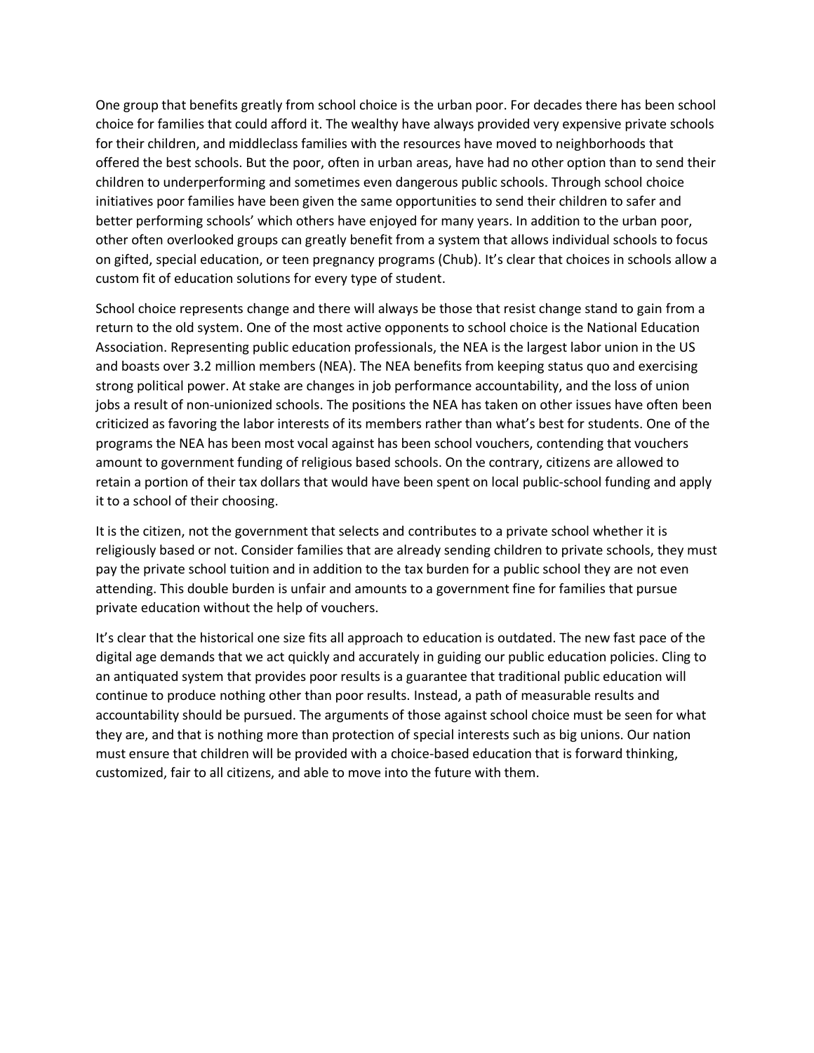One group that benefits greatly from school choice is the urban poor. For decades there has been school choice for families that could afford it. The wealthy have always provided very expensive private schools for their children, and middleclass families with the resources have moved to neighborhoods that offered the best schools. But the poor, often in urban areas, have had no other option than to send their children to underperforming and sometimes even dangerous public schools. Through school choice initiatives poor families have been given the same opportunities to send their children to safer and better performing schools' which others have enjoyed for many years. In addition to the urban poor, other often overlooked groups can greatly benefit from a system that allows individual schools to focus on gifted, special education, or teen pregnancy programs (Chub). It's clear that choices in schools allow a custom fit of education solutions for every type of student.

School choice represents change and there will always be those that resist change stand to gain from a return to the old system. One of the most active opponents to school choice is the National Education Association. Representing public education professionals, the NEA is the largest labor union in the US and boasts over 3.2 million members (NEA). The NEA benefits from keeping status quo and exercising strong political power. At stake are changes in job performance accountability, and the loss of union jobs a result of non-unionized schools. The positions the NEA has taken on other issues have often been criticized as favoring the labor interests of its members rather than what's best for students. One of the programs the NEA has been most vocal against has been school vouchers, contending that vouchers amount to government funding of religious based schools. On the contrary, citizens are allowed to retain a portion of their tax dollars that would have been spent on local public-school funding and apply it to a school of their choosing.

It is the citizen, not the government that selects and contributes to a private school whether it is religiously based or not. Consider families that are already sending children to private schools, they must pay the private school tuition and in addition to the tax burden for a public school they are not even attending. This double burden is unfair and amounts to a government fine for families that pursue private education without the help of vouchers.

It's clear that the historical one size fits all approach to education is outdated. The new fast pace of the digital age demands that we act quickly and accurately in guiding our public education policies. Cling to an antiquated system that provides poor results is a guarantee that traditional public education will continue to produce nothing other than poor results. Instead, a path of measurable results and accountability should be pursued. The arguments of those against school choice must be seen for what they are, and that is nothing more than protection of special interests such as big unions. Our nation must ensure that children will be provided with a choice-based education that is forward thinking, customized, fair to all citizens, and able to move into the future with them.